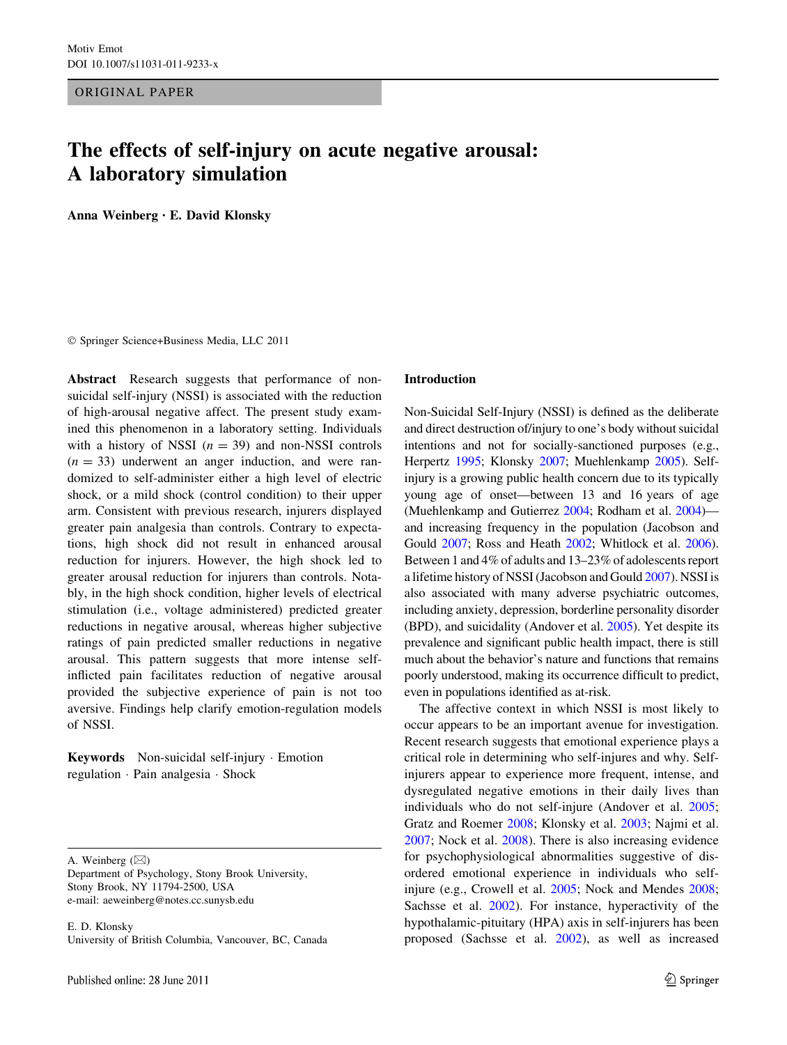ORIGINAL PAPER

# The effects of self-injury on acute negative arousal: A laboratory simulation

**Anna Weinberg · E. David Klonsky**

© Springer Science+Business Media, LLC 2011

**Abstract** Research suggests that performance of non-suicidal self-injury (NSSI) is associated with the reduction of high-arousal negative affect. The present study examined this phenomenon in a laboratory setting. Individuals with a history of NSSI ($n = 39$) and non-NSSI controls ($n = 33$) underwent an anger induction, and were randomized to self-administer either a high level of electric shock, or a mild shock (control condition) to their upper arm. Consistent with previous research, injurers displayed greater pain analgesia than controls. Contrary to expectations, high shock did not result in enhanced arousal reduction for injurers. However, the high shock led to greater arousal reduction for injurers than controls. Notably, in the high shock condition, higher levels of electrical stimulation (i.e., voltage administered) predicted greater reductions in negative arousal, whereas higher subjective ratings of pain predicted smaller reductions in negative arousal. This pattern suggests that more intense self-inflicted pain facilitates reduction of negative arousal provided the subjective experience of pain is not too aversive. Findings help clarify emotion-regulation models of NSSI.

**Keywords** Non-suicidal self-injury · Emotion regulation · Pain analgesia · Shock

A. Weinberg (✉)
Department of Psychology, Stony Brook University,
Stony Brook, NY 11794-2500, USA
e-mail: aeweinberg@notes.cc.sunysb.edu

E. D. Klonsky
University of British Columbia, Vancouver, BC, Canada

Published online: 28 June 2011

## Introduction

Non-Suicidal Self-Injury (NSSI) is defined as the deliberate and direct destruction of/injury to one's body without suicidal intentions and not for socially-sanctioned purposes (e.g., Herpertz 1995; Klonsky 2007; Muehlenkamp 2005). Self-injury is a growing public health concern due to its typically young age of onset—between 13 and 16 years of age (Muehlenkamp and Gutierrez 2004; Rodham et al. 2004)—and increasing frequency in the population (Jacobson and Gould 2007; Ross and Heath 2002; Whitlock et al. 2006). Between 1 and 4% of adults and 13–23% of adolescents report a lifetime history of NSSI (Jacobson and Gould 2007). NSSI is also associated with many adverse psychiatric outcomes, including anxiety, depression, borderline personality disorder (BPD), and suicidality (Andover et al. 2005). Yet despite its prevalence and significant public health impact, there is still much about the behavior's nature and functions that remains poorly understood, making its occurrence difficult to predict, even in populations identified as at-risk.

The affective context in which NSSI is most likely to occur appears to be an important avenue for investigation. Recent research suggests that emotional experience plays a critical role in determining who self-injures and why. Self-injurers appear to experience more frequent, intense, and dysregulated negative emotions in their daily lives than individuals who do not self-injure (Andover et al. 2005; Gratz and Roemer 2008; Klonsky et al. 2003; Najmi et al. 2007; Nock et al. 2008). There is also increasing evidence for psychophysiological abnormalities suggestive of disordered emotional experience in individuals who self-injure (e.g., Crowell et al. 2005; Nock and Mendes 2008; Sachsse et al. 2002). For instance, hyperactivity of the hypothalamic-pituitary (HPA) axis in self-injurers has been proposed (Sachsse et al. 2002), as well as increased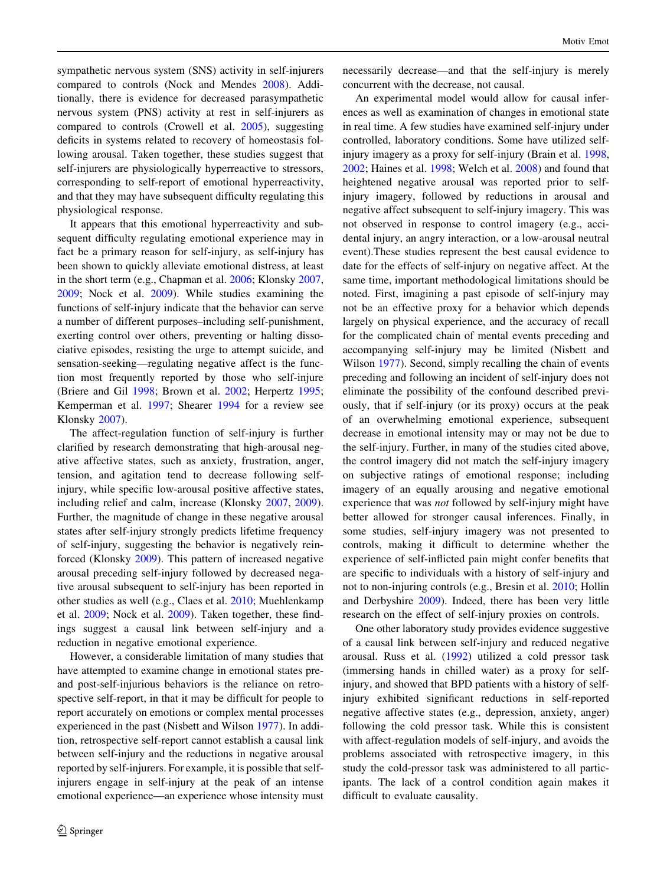sympathetic nervous system (SNS) activity in self-injurers compared to controls (Nock and Mendes 2008). Additionally, there is evidence for decreased parasympathetic nervous system (PNS) activity at rest in self-injurers as compared to controls (Crowell et al. 2005), suggesting deficits in systems related to recovery of homeostasis following arousal. Taken together, these studies suggest that self-injurers are physiologically hyperreactive to stressors, corresponding to self-report of emotional hyperreactivity, and that they may have subsequent difficulty regulating this physiological response.

It appears that this emotional hyperreactivity and subsequent difficulty regulating emotional experience may in fact be a primary reason for self-injury, as self-injury has been shown to quickly alleviate emotional distress, at least in the short term (e.g., Chapman et al. 2006; Klonsky 2007, 2009; Nock et al. 2009). While studies examining the functions of self-injury indicate that the behavior can serve a number of different purposes–including self-punishment, exerting control over others, preventing or halting dissociative episodes, resisting the urge to attempt suicide, and sensation-seeking—regulating negative affect is the function most frequently reported by those who self-injure (Briere and Gil 1998; Brown et al. 2002; Herpertz 1995; Kemperman et al. 1997; Shearer 1994 for a review see Klonsky 2007).

The affect-regulation function of self-injury is further clarified by research demonstrating that high-arousal negative affective states, such as anxiety, frustration, anger, tension, and agitation tend to decrease following self-injury, while specific low-arousal positive affective states, including relief and calm, increase (Klonsky 2007, 2009). Further, the magnitude of change in these negative arousal states after self-injury strongly predicts lifetime frequency of self-injury, suggesting the behavior is negatively reinforced (Klonsky 2009). This pattern of increased negative arousal preceding self-injury followed by decreased negative arousal subsequent to self-injury has been reported in other studies as well (e.g., Claes et al. 2010; Muehlenkamp et al. 2009; Nock et al. 2009). Taken together, these findings suggest a causal link between self-injury and a reduction in negative emotional experience.

However, a considerable limitation of many studies that have attempted to examine change in emotional states pre- and post-self-injurious behaviors is the reliance on retrospective self-report, in that it may be difficult for people to report accurately on emotions or complex mental processes experienced in the past (Nisbett and Wilson 1977). In addition, retrospective self-report cannot establish a causal link between self-injury and the reductions in negative arousal reported by self-injurers. For example, it is possible that self-injurers engage in self-injury at the peak of an intense emotional experience—an experience whose intensity must necessarily decrease—and that the self-injury is merely concurrent with the decrease, not causal.

An experimental model would allow for causal inferences as well as examination of changes in emotional state in real time. A few studies have examined self-injury under controlled, laboratory conditions. Some have utilized self-injury imagery as a proxy for self-injury (Brain et al. 1998, 2002; Haines et al. 1998; Welch et al. 2008) and found that heightened negative arousal was reported prior to self-injury imagery, followed by reductions in arousal and negative affect subsequent to self-injury imagery. This was not observed in response to control imagery (e.g., accidental injury, an angry interaction, or a low-arousal neutral event).These studies represent the best causal evidence to date for the effects of self-injury on negative affect. At the same time, important methodological limitations should be noted. First, imagining a past episode of self-injury may not be an effective proxy for a behavior which depends largely on physical experience, and the accuracy of recall for the complicated chain of mental events preceding and accompanying self-injury may be limited (Nisbett and Wilson 1977). Second, simply recalling the chain of events preceding and following an incident of self-injury does not eliminate the possibility of the confound described previously, that if self-injury (or its proxy) occurs at the peak of an overwhelming emotional experience, subsequent decrease in emotional intensity may or may not be due to the self-injury. Further, in many of the studies cited above, the control imagery did not match the self-injury imagery on subjective ratings of emotional response; including imagery of an equally arousing and negative emotional experience that was *not* followed by self-injury might have better allowed for stronger causal inferences. Finally, in some studies, self-injury imagery was not presented to controls, making it difficult to determine whether the experience of self-inflicted pain might confer benefits that are specific to individuals with a history of self-injury and not to non-injuring controls (e.g., Bresin et al. 2010; Hollin and Derbyshire 2009). Indeed, there has been very little research on the effect of self-injury proxies on controls.

One other laboratory study provides evidence suggestive of a causal link between self-injury and reduced negative arousal. Russ et al. (1992) utilized a cold pressor task (immersing hands in chilled water) as a proxy for self-injury, and showed that BPD patients with a history of self-injury exhibited significant reductions in self-reported negative affective states (e.g., depression, anxiety, anger) following the cold pressor task. While this is consistent with affect-regulation models of self-injury, and avoids the problems associated with retrospective imagery, in this study the cold-pressor task was administered to all participants. The lack of a control condition again makes it difficult to evaluate causality.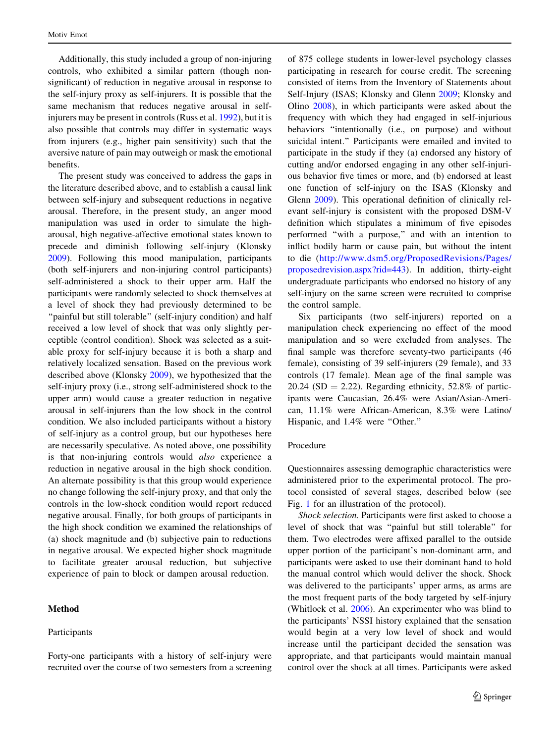Additionally, this study included a group of non-injuring controls, who exhibited a similar pattern (though non-significant) of reduction in negative arousal in response to the self-injury proxy as self-injurers. It is possible that the same mechanism that reduces negative arousal in self-injurers may be present in controls (Russ et al. 1992), but it is also possible that controls may differ in systematic ways from injurers (e.g., higher pain sensitivity) such that the aversive nature of pain may outweigh or mask the emotional benefits.

The present study was conceived to address the gaps in the literature described above, and to establish a causal link between self-injury and subsequent reductions in negative arousal. Therefore, in the present study, an anger mood manipulation was used in order to simulate the high-arousal, high negative-affective emotional states known to precede and diminish following self-injury (Klonsky 2009). Following this mood manipulation, participants (both self-injurers and non-injuring control participants) self-administered a shock to their upper arm. Half the participants were randomly selected to shock themselves at a level of shock they had previously determined to be "painful but still tolerable" (self-injury condition) and half received a low level of shock that was only slightly perceptible (control condition). Shock was selected as a suitable proxy for self-injury because it is both a sharp and relatively localized sensation. Based on the previous work described above (Klonsky 2009), we hypothesized that the self-injury proxy (i.e., strong self-administered shock to the upper arm) would cause a greater reduction in negative arousal in self-injurers than the low shock in the control condition. We also included participants without a history of self-injury as a control group, but our hypotheses here are necessarily speculative. As noted above, one possibility is that non-injuring controls would *also* experience a reduction in negative arousal in the high shock condition. An alternate possibility is that this group would experience no change following the self-injury proxy, and that only the controls in the low-shock condition would report reduced negative arousal. Finally, for both groups of participants in the high shock condition we examined the relationships of (a) shock magnitude and (b) subjective pain to reductions in negative arousal. We expected higher shock magnitude to facilitate greater arousal reduction, but subjective experience of pain to block or dampen arousal reduction.

## Method

### Participants

Forty-one participants with a history of self-injury were recruited over the course of two semesters from a screening of 875 college students in lower-level psychology classes participating in research for course credit. The screening consisted of items from the Inventory of Statements about Self-Injury (ISAS; Klonsky and Glenn 2009; Klonsky and Olino 2008), in which participants were asked about the frequency with which they had engaged in self-injurious behaviors "intentionally (i.e., on purpose) and without suicidal intent." Participants were emailed and invited to participate in the study if they (a) endorsed any history of cutting and/or endorsed engaging in any other self-injurious behavior five times or more, and (b) endorsed at least one function of self-injury on the ISAS (Klonsky and Glenn 2009). This operational definition of clinically relevant self-injury is consistent with the proposed DSM-V definition which stipulates a minimum of five episodes performed "with a purpose," and with an intention to inflict bodily harm or cause pain, but without the intent to die (http://www.dsm5.org/ProposedRevisions/Pages/proposedrevision.aspx?rid=443). In addition, thirty-eight undergraduate participants who endorsed no history of any self-injury on the same screen were recruited to comprise the control sample.

Six participants (two self-injurers) reported on a manipulation check experiencing no effect of the mood manipulation and so were excluded from analyses. The final sample was therefore seventy-two participants (46 female), consisting of 39 self-injurers (29 female), and 33 controls (17 female). Mean age of the final sample was 20.24 (SD = 2.22). Regarding ethnicity, 52.8% of participants were Caucasian, 26.4% were Asian/Asian-American, 11.1% were African-American, 8.3% were Latino/Hispanic, and 1.4% were "Other."

### Procedure

Questionnaires assessing demographic characteristics were administered prior to the experimental protocol. The protocol consisted of several stages, described below (see Fig. 1 for an illustration of the protocol).

*Shock selection.* Participants were first asked to choose a level of shock that was "painful but still tolerable" for them. Two electrodes were affixed parallel to the outside upper portion of the participant's non-dominant arm, and participants were asked to use their dominant hand to hold the manual control which would deliver the shock. Shock was delivered to the participants' upper arms, as arms are the most frequent parts of the body targeted by self-injury (Whitlock et al. 2006). An experimenter who was blind to the participants' NSSI history explained that the sensation would begin at a very low level of shock and would increase until the participant decided the sensation was appropriate, and that participants would maintain manual control over the shock at all times. Participants were asked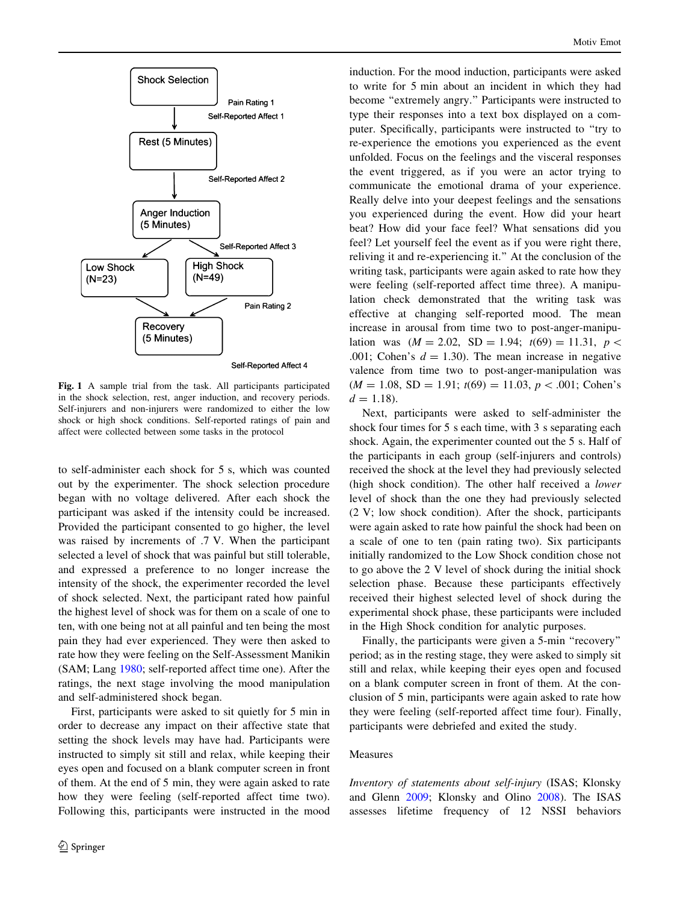Shock Selection

Pain Rating 1

Self-Reported Affect 1

Rest (5 Minutes)

Self-Reported Affect 2

Anger Induction (5 Minutes)

Self-Reported Affect 3

Low Shock (N=23)

High Shock (N=49)

Pain Rating 2

Recovery (5 Minutes)

Self-Reported Affect 4

**Fig. 1** A sample trial from the task. All participants participated in the shock selection, rest, anger induction, and recovery periods. Self-injurers and non-injurers were randomized to either the low shock or high shock conditions. Self-reported ratings of pain and affect were collected between some tasks in the protocol

to self-administer each shock for 5 s, which was counted out by the experimenter. The shock selection procedure began with no voltage delivered. After each shock the participant was asked if the intensity could be increased. Provided the participant consented to go higher, the level was raised by increments of .7 V. When the participant selected a level of shock that was painful but still tolerable, and expressed a preference to no longer increase the intensity of the shock, the experimenter recorded the level of shock selected. Next, the participant rated how painful the highest level of shock was for them on a scale of one to ten, with one being not at all painful and ten being the most pain they had ever experienced. They were then asked to rate how they were feeling on the Self-Assessment Manikin (SAM; Lang 1980; self-reported affect time one). After the ratings, the next stage involving the mood manipulation and self-administered shock began.

First, participants were asked to sit quietly for 5 min in order to decrease any impact on their affective state that setting the shock levels may have had. Participants were instructed to simply sit still and relax, while keeping their eyes open and focused on a blank computer screen in front of them. At the end of 5 min, they were again asked to rate how they were feeling (self-reported affect time two). Following this, participants were instructed in the mood induction. For the mood induction, participants were asked to write for 5 min about an incident in which they had become "extremely angry." Participants were instructed to type their responses into a text box displayed on a computer. Specifically, participants were instructed to "try to re-experience the emotions you experienced as the event unfolded. Focus on the feelings and the visceral responses the event triggered, as if you were an actor trying to communicate the emotional drama of your experience. Really delve into your deepest feelings and the sensations you experienced during the event. How did your heart beat? How did your face feel? What sensations did you feel? Let yourself feel the event as if you were right there, reliving it and re-experiencing it." At the conclusion of the writing task, participants were again asked to rate how they were feeling (self-reported affect time three). A manipulation check demonstrated that the writing task was effective at changing self-reported mood. The mean increase in arousal from time two to post-anger-manipulation was ($M = 2.02$, $SD = 1.94$; $t(69) = 11.31$, $p < .001$; Cohen's $d = 1.30$). The mean increase in negative valence from time two to post-anger-manipulation was ($M = 1.08$, $SD = 1.91$; $t(69) = 11.03$, $p < .001$; Cohen's $d = 1.18$).

Next, participants were asked to self-administer the shock four times for 5 s each time, with 3 s separating each shock. Again, the experimenter counted out the 5 s. Half of the participants in each group (self-injurers and controls) received the shock at the level they had previously selected (high shock condition). The other half received a *lower* level of shock than the one they had previously selected (2 V; low shock condition). After the shock, participants were again asked to rate how painful the shock had been on a scale of one to ten (pain rating two). Six participants initially randomized to the Low Shock condition chose not to go above the 2 V level of shock during the initial shock selection phase. Because these participants effectively received their highest selected level of shock during the experimental shock phase, these participants were included in the High Shock condition for analytic purposes.

Finally, the participants were given a 5-min "recovery" period; as in the resting stage, they were asked to simply sit still and relax, while keeping their eyes open and focused on a blank computer screen in front of them. At the conclusion of 5 min, participants were again asked to rate how they were feeling (self-reported affect time four). Finally, participants were debriefed and exited the study.

## Measures

*Inventory of statements about self-injury* (ISAS; Klonsky and Glenn 2009; Klonsky and Olino 2008). The ISAS assesses lifetime frequency of 12 NSSI behaviors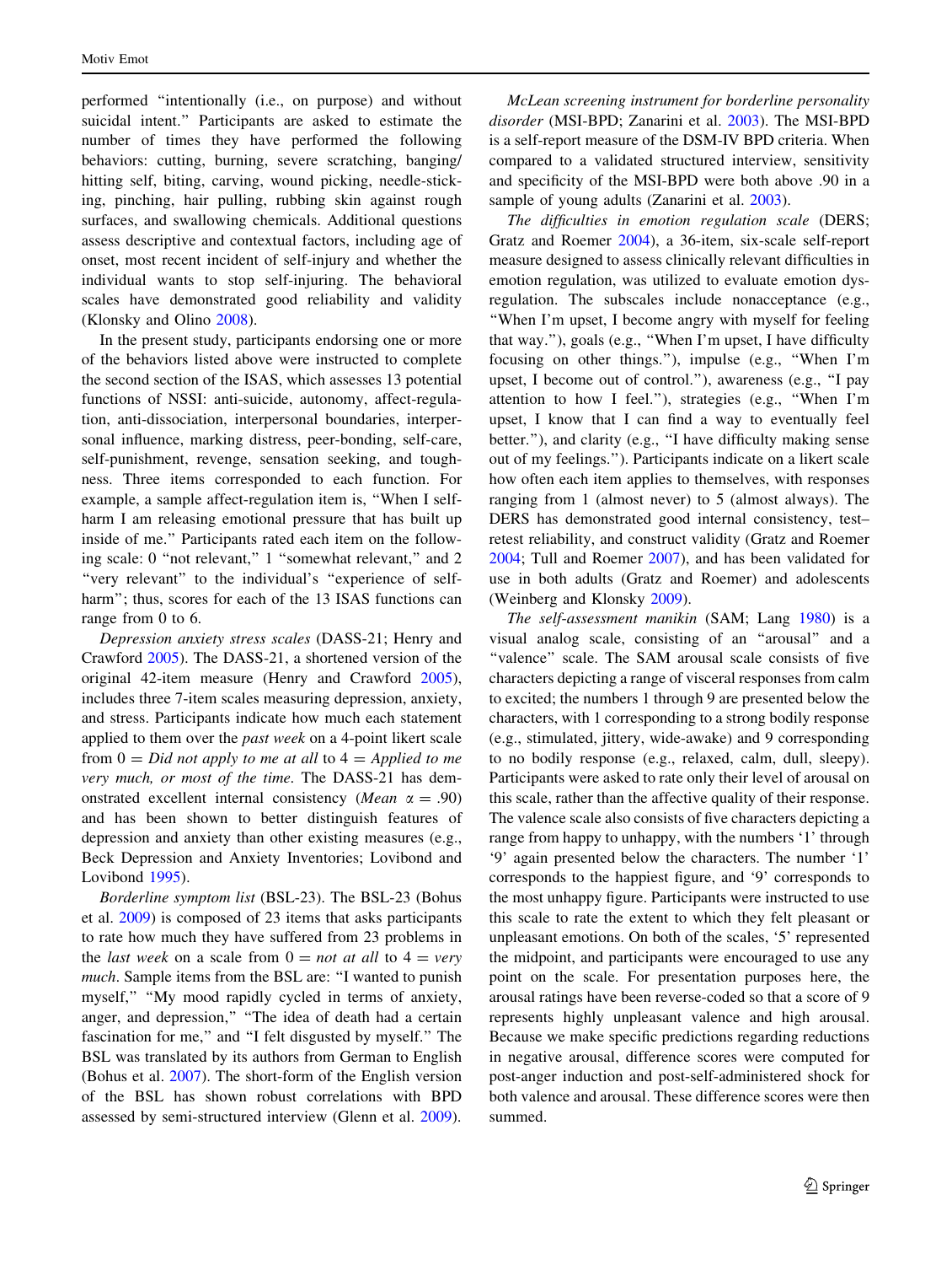performed "intentionally (i.e., on purpose) and without suicidal intent." Participants are asked to estimate the number of times they have performed the following behaviors: cutting, burning, severe scratching, banging/hitting self, biting, carving, wound picking, needle-sticking, pinching, hair pulling, rubbing skin against rough surfaces, and swallowing chemicals. Additional questions assess descriptive and contextual factors, including age of onset, most recent incident of self-injury and whether the individual wants to stop self-injuring. The behavioral scales have demonstrated good reliability and validity (Klonsky and Olino 2008).

In the present study, participants endorsing one or more of the behaviors listed above were instructed to complete the second section of the ISAS, which assesses 13 potential functions of NSSI: anti-suicide, autonomy, affect-regulation, anti-dissociation, interpersonal boundaries, interpersonal influence, marking distress, peer-bonding, self-care, self-punishment, revenge, sensation seeking, and toughness. Three items corresponded to each function. For example, a sample affect-regulation item is, "When I self-harm I am releasing emotional pressure that has built up inside of me." Participants rated each item on the following scale: 0 "not relevant," 1 "somewhat relevant," and 2 "very relevant" to the individual's "experience of self-harm"; thus, scores for each of the 13 ISAS functions can range from 0 to 6.

*Depression anxiety stress scales* (DASS-21; Henry and Crawford 2005). The DASS-21, a shortened version of the original 42-item measure (Henry and Crawford 2005), includes three 7-item scales measuring depression, anxiety, and stress. Participants indicate how much each statement applied to them over the *past week* on a 4-point likert scale from 0 = *Did not apply to me at all* to 4 = *Applied to me very much, or most of the time*. The DASS-21 has demonstrated excellent internal consistency (*Mean* $\alpha = .90$) and has been shown to better distinguish features of depression and anxiety than other existing measures (e.g., Beck Depression and Anxiety Inventories; Lovibond and Lovibond 1995).

*Borderline symptom list* (BSL-23). The BSL-23 (Bohus et al. 2009) is composed of 23 items that asks participants to rate how much they have suffered from 23 problems in the *last week* on a scale from 0 = *not at all* to 4 = *very much*. Sample items from the BSL are: "I wanted to punish myself," "My mood rapidly cycled in terms of anxiety, anger, and depression," "The idea of death had a certain fascination for me," and "I felt disgusted by myself." The BSL was translated by its authors from German to English (Bohus et al. 2007). The short-form of the English version of the BSL has shown robust correlations with BPD assessed by semi-structured interview (Glenn et al. 2009).

*McLean screening instrument for borderline personality disorder* (MSI-BPD; Zanarini et al. 2003). The MSI-BPD is a self-report measure of the DSM-IV BPD criteria. When compared to a validated structured interview, sensitivity and specificity of the MSI-BPD were both above .90 in a sample of young adults (Zanarini et al. 2003).

*The difficulties in emotion regulation scale* (DERS; Gratz and Roemer 2004), a 36-item, six-scale self-report measure designed to assess clinically relevant difficulties in emotion regulation, was utilized to evaluate emotion dysregulation. The subscales include nonacceptance (e.g., "When I'm upset, I become angry with myself for feeling that way."), goals (e.g., "When I'm upset, I have difficulty focusing on other things."), impulse (e.g., "When I'm upset, I become out of control."), awareness (e.g., "I pay attention to how I feel."), strategies (e.g., "When I'm upset, I know that I can find a way to eventually feel better."), and clarity (e.g., "I have difficulty making sense out of my feelings."). Participants indicate on a likert scale how often each item applies to themselves, with responses ranging from 1 (almost never) to 5 (almost always). The DERS has demonstrated good internal consistency, test–retest reliability, and construct validity (Gratz and Roemer 2004; Tull and Roemer 2007), and has been validated for use in both adults (Gratz and Roemer) and adolescents (Weinberg and Klonsky 2009).

*The self-assessment manikin* (SAM; Lang 1980) is a visual analog scale, consisting of an "arousal" and a "valence" scale. The SAM arousal scale consists of five characters depicting a range of visceral responses from calm to excited; the numbers 1 through 9 are presented below the characters, with 1 corresponding to a strong bodily response (e.g., stimulated, jittery, wide-awake) and 9 corresponding to no bodily response (e.g., relaxed, calm, dull, sleepy). Participants were asked to rate only their level of arousal on this scale, rather than the affective quality of their response. The valence scale also consists of five characters depicting a range from happy to unhappy, with the numbers '1' through '9' again presented below the characters. The number '1' corresponds to the happiest figure, and '9' corresponds to the most unhappy figure. Participants were instructed to use this scale to rate the extent to which they felt pleasant or unpleasant emotions. On both of the scales, '5' represented the midpoint, and participants were encouraged to use any point on the scale. For presentation purposes here, the arousal ratings have been reverse-coded so that a score of 9 represents highly unpleasant valence and high arousal. Because we make specific predictions regarding reductions in negative arousal, difference scores were computed for post-anger induction and post-self-administered shock for both valence and arousal. These difference scores were then summed.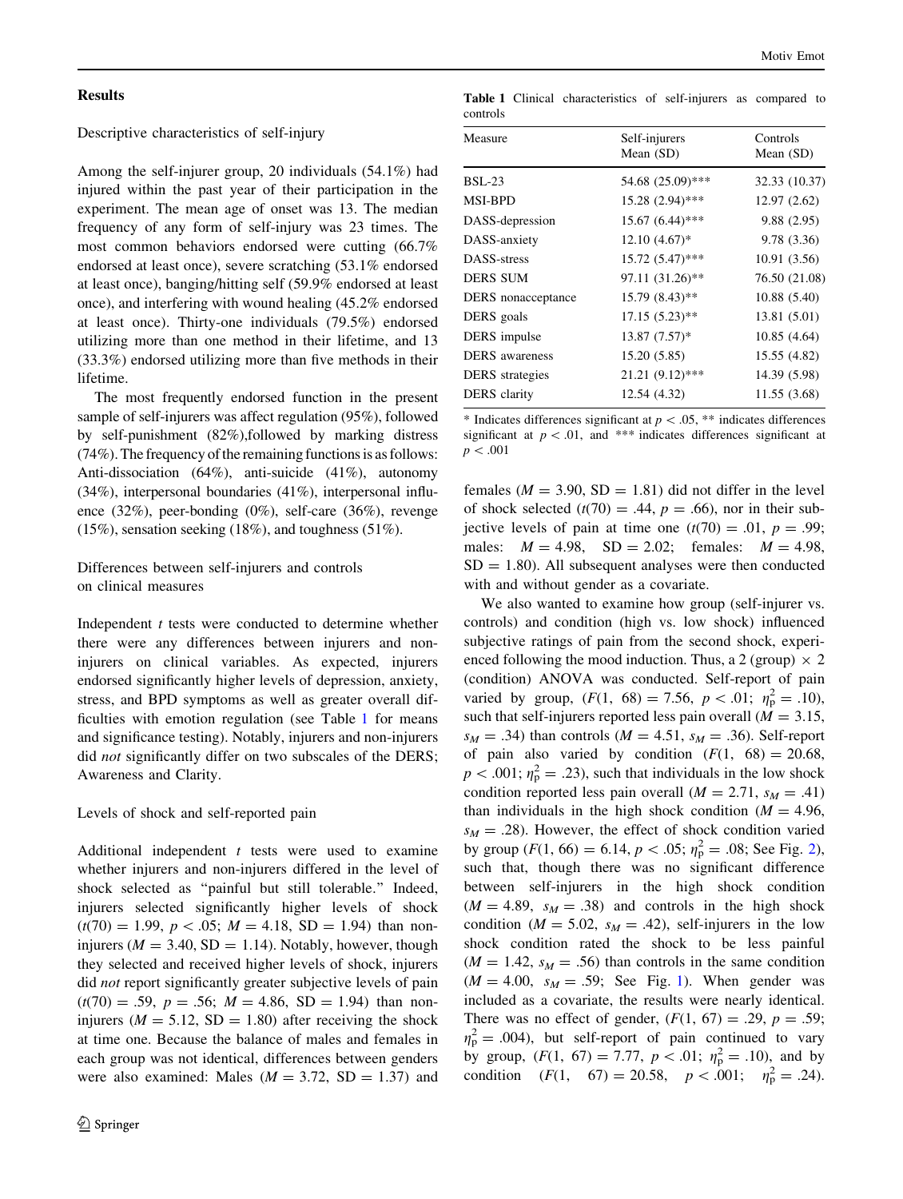## Results

### Descriptive characteristics of self-injury

Among the self-injurer group, 20 individuals (54.1%) had injured within the past year of their participation in the experiment. The mean age of onset was 13. The median frequency of any form of self-injury was 23 times. The most common behaviors endorsed were cutting (66.7% endorsed at least once), severe scratching (53.1% endorsed at least once), banging/hitting self (59.9% endorsed at least once), and interfering with wound healing (45.2% endorsed at least once). Thirty-one individuals (79.5%) endorsed utilizing more than one method in their lifetime, and 13 (33.3%) endorsed utilizing more than five methods in their lifetime.

The most frequently endorsed function in the present sample of self-injurers was affect regulation (95%), followed by self-punishment (82%),followed by marking distress (74%). The frequency of the remaining functions is as follows: Anti-dissociation (64%), anti-suicide (41%), autonomy (34%), interpersonal boundaries (41%), interpersonal influence (32%), peer-bonding (0%), self-care (36%), revenge (15%), sensation seeking (18%), and toughness (51%).

### Differences between self-injurers and controls on clinical measures

Independent *t* tests were conducted to determine whether there were any differences between injurers and non-injurers on clinical variables. As expected, injurers endorsed significantly higher levels of depression, anxiety, stress, and BPD symptoms as well as greater overall difficulties with emotion regulation (see Table 1 for means and significance testing). Notably, injurers and non-injurers did *not* significantly differ on two subscales of the DERS; Awareness and Clarity.

### Levels of shock and self-reported pain

Additional independent *t* tests were used to examine whether injurers and non-injurers differed in the level of shock selected as "painful but still tolerable." Indeed, injurers selected significantly higher levels of shock ($t(70) = 1.99$, $p < .05$; $M = 4.18$, SD $= 1.94$) than non-injurers ($M = 3.40$, SD $= 1.14$). Notably, however, though they selected and received higher levels of shock, injurers did *not* report significantly greater subjective levels of pain ($t(70) = .59$, $p = .56$; $M = 4.86$, SD $= 1.94$) than non-injurers ($M = 5.12$, SD $= 1.80$) after receiving the shock at time one. Because the balance of males and females in each group was not identical, differences between genders were also examined: Males ($M = 3.72$, SD $= 1.37$) and females ($M = 3.90$, SD $= 1.81$) did not differ in the level of shock selected ($t(70) = .44$, $p = .66$), nor in their subjective levels of pain at time one ($t(70) = .01$, $p = .99$; males: $M = 4.98$, SD $= 2.02$; females: $M = 4.98$, SD $= 1.80$). All subsequent analyses were then conducted with and without gender as a covariate.

We also wanted to examine how group (self-injurer vs. controls) and condition (high vs. low shock) influenced subjective ratings of pain from the second shock, experienced following the mood induction. Thus, a 2 (group) × 2 (condition) ANOVA was conducted. Self-report of pain varied by group, ($F(1, 68) = 7.56$, $p < .01$; $\eta_p^2 = .10$), such that self-injurers reported less pain overall ($M = 3.15$, $s_M = .34$) than controls ($M = 4.51$, $s_M = .36$). Self-report of pain also varied by condition ($F(1, 68) = 20.68$, $p < .001$; $\eta_p^2 = .23$), such that individuals in the low shock condition reported less pain overall ($M = 2.71$, $s_M = .41$) than individuals in the high shock condition ($M = 4.96$, $s_M = .28$). However, the effect of shock condition varied by group ($F(1, 66) = 6.14$, $p < .05$; $\eta_p^2 = .08$; See Fig. 2), such that, though there was no significant difference between self-injurers in the high shock condition ($M = 4.89$, $s_M = .38$) and controls in the high shock condition ($M = 5.02$, $s_M = .42$), self-injurers in the low shock condition rated the shock to be less painful ($M = 1.42$, $s_M = .56$) than controls in the same condition ($M = 4.00$, $s_M = .59$; See Fig. 1). When gender was included as a covariate, the results were nearly identical. There was no effect of gender, ($F(1, 67) = .29$, $p = .59$; $\eta_p^2 = .004$), but self-report of pain continued to vary by group, ($F(1, 67) = 7.77$, $p < .01$; $\eta_p^2 = .10$), and by condition ($F(1, 67) = 20.58$, $p < .001$; $\eta_p^2 = .24$).

**Table 1** Clinical characteristics of self-injurers as compared to controls

| Measure | Self-injurers Mean (SD) | Controls Mean (SD) |
|---|---|---|
| BSL-23 | 54.68 (25.09)*** | 32.33 (10.37) |
| MSI-BPD | 15.28 (2.94)*** | 12.97 (2.62) |
| DASS-depression | 15.67 (6.44)*** | 9.88 (2.95) |
| DASS-anxiety | 12.10 (4.67)* | 9.78 (3.36) |
| DASS-stress | 15.72 (5.47)*** | 10.91 (3.56) |
| DERS SUM | 97.11 (31.26)** | 76.50 (21.08) |
| DERS nonacceptance | 15.79 (8.43)** | 10.88 (5.40) |
| DERS goals | 17.15 (5.23)** | 13.81 (5.01) |
| DERS impulse | 13.87 (7.57)* | 10.85 (4.64) |
| DERS awareness | 15.20 (5.85) | 15.55 (4.82) |
| DERS strategies | 21.21 (9.12)*** | 14.39 (5.98) |
| DERS clarity | 12.54 (4.32) | 11.55 (3.68) |

\* Indicates differences significant at $p < .05$, ** indicates differences significant at $p < .01$, and *** indicates differences significant at $p < .001$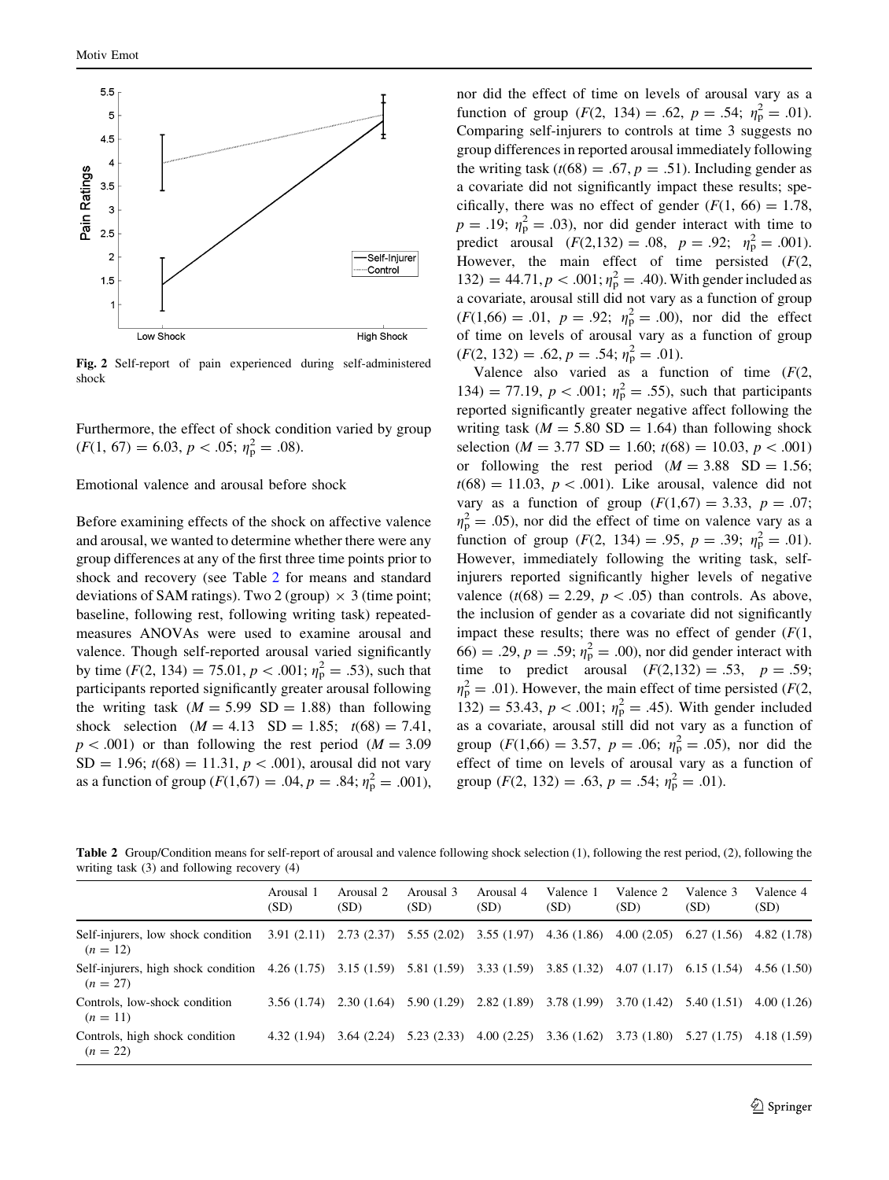Fig. 2 Self-report of pain experienced during self-administered shock

Furthermore, the effect of shock condition varied by group ($F(1, 67) = 6.03$, $p < .05$; $\eta_p^2 = .08$).

Emotional valence and arousal before shock

Before examining effects of the shock on affective valence and arousal, we wanted to determine whether there were any group differences at any of the first three time points prior to shock and recovery (see Table 2 for means and standard deviations of SAM ratings). Two 2 (group) $\times$ 3 (time point; baseline, following rest, following writing task) repeated-measures ANOVAs were used to examine arousal and valence. Though self-reported arousal varied significantly by time ($F(2, 134) = 75.01$, $p < .001$; $\eta_p^2 = .53$), such that participants reported significantly greater arousal following the writing task ($M = 5.99$ SD $= 1.88$) than following shock selection ($M = 4.13$ SD $= 1.85$; $t(68) = 7.41$, $p < .001$) or than following the rest period ($M = 3.09$ SD $= 1.96$; $t(68) = 11.31$, $p < .001$), arousal did not vary as a function of group ($F(1,67) = .04$, $p = .84$; $\eta_p^2 = .001$), nor did the effect of time on levels of arousal vary as a function of group ($F(2, 134) = .62$, $p = .54$; $\eta_p^2 = .01$). Comparing self-injurers to controls at time 3 suggests no group differences in reported arousal immediately following the writing task ($t(68) = .67$, $p = .51$). Including gender as a covariate did not significantly impact these results; specifically, there was no effect of gender ($F(1, 66) = 1.78$, $p = .19$; $\eta_p^2 = .03$), nor did gender interact with time to predict arousal ($F(2,132) = .08$, $p = .92$; $\eta_p^2 = .001$). However, the main effect of time persisted ($F(2, 132) = 44.71$, $p < .001$; $\eta_p^2 = .40$). With gender included as a covariate, arousal still did not vary as a function of group ($F(1,66) = .01$, $p = .92$; $\eta_p^2 = .00$), nor did the effect of time on levels of arousal vary as a function of group ($F(2, 132) = .62$, $p = .54$; $\eta_p^2 = .01$).

Valence also varied as a function of time ($F(2, 134) = 77.19$, $p < .001$; $\eta_p^2 = .55$), such that participants reported significantly greater negative affect following the writing task ($M = 5.80$ SD $= 1.64$) than following shock selection ($M = 3.77$ SD $= 1.60$; $t(68) = 10.03$, $p < .001$) or following the rest period ($M = 3.88$ SD $= 1.56$; $t(68) = 11.03$, $p < .001$). Like arousal, valence did not vary as a function of group ($F(1,67) = 3.33$, $p = .07$; $\eta_p^2 = .05$), nor did the effect of time on valence vary as a function of group ($F(2, 134) = .95$, $p = .39$; $\eta_p^2 = .01$). However, immediately following the writing task, self-injurers reported significantly higher levels of negative valence ($t(68) = 2.29$, $p < .05$) than controls. As above, the inclusion of gender as a covariate did not significantly impact these results; there was no effect of gender ($F(1, 66) = .29$, $p = .59$; $\eta_p^2 = .00$), nor did gender interact with time to predict arousal ($F(2,132) = .53$, $p = .59$; $\eta_p^2 = .01$). However, the main effect of time persisted ($F(2, 132) = 53.43$, $p < .001$; $\eta_p^2 = .45$). With gender included as a covariate, arousal still did not vary as a function of group ($F(1,66) = 3.57$, $p = .06$; $\eta_p^2 = .05$), nor did the effect of time on levels of arousal vary as a function of group ($F(2, 132) = .63$, $p = .54$; $\eta_p^2 = .01$).

**Table 2** Group/Condition means for self-report of arousal and valence following shock selection (1), following the rest period, (2), following the writing task (3) and following recovery (4)

| | Arousal 1 (SD) | Arousal 2 (SD) | Arousal 3 (SD) | Arousal 4 (SD) | Valence 1 (SD) | Valence 2 (SD) | Valence 3 (SD) | Valence 4 (SD) |
|---|---|---|---|---|---|---|---|---|
| Self-injurers, low shock condition ($n = 12$) | 3.91 (2.11) | 2.73 (2.37) | 5.55 (2.02) | 3.55 (1.97) | 4.36 (1.86) | 4.00 (2.05) | 6.27 (1.56) | 4.82 (1.78) |
| Self-injurers, high shock condition ($n = 27$) | 4.26 (1.75) | 3.15 (1.59) | 5.81 (1.59) | 3.33 (1.59) | 3.85 (1.32) | 4.07 (1.17) | 6.15 (1.54) | 4.56 (1.50) |
| Controls, low-shock condition ($n = 11$) | 3.56 (1.74) | 2.30 (1.64) | 5.90 (1.29) | 2.82 (1.89) | 3.78 (1.99) | 3.70 (1.42) | 5.40 (1.51) | 4.00 (1.26) |
| Controls, high shock condition ($n = 22$) | 4.32 (1.94) | 3.64 (2.24) | 5.23 (2.33) | 4.00 (2.25) | 3.36 (1.62) | 3.73 (1.80) | 5.27 (1.75) | 4.18 (1.59) |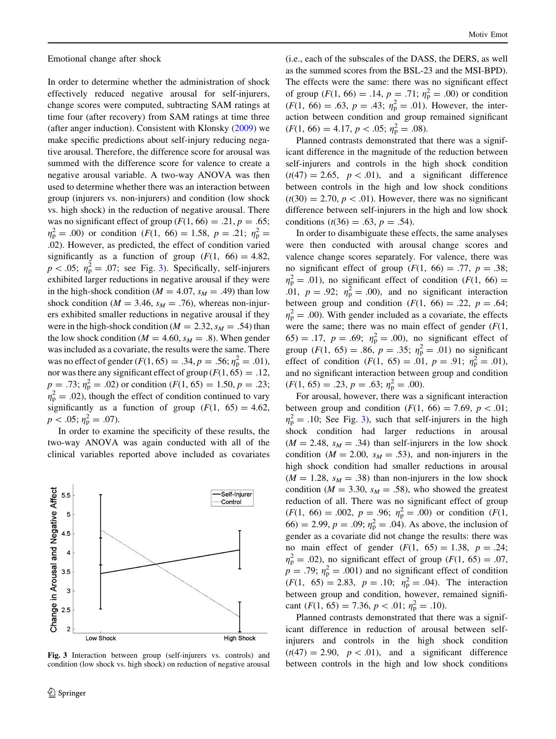Emotional change after shock

In order to determine whether the administration of shock effectively reduced negative arousal for self-injurers, change scores were computed, subtracting SAM ratings at time four (after recovery) from SAM ratings at time three (after anger induction). Consistent with Klonsky (2009) we make specific predictions about self-injury reducing negative arousal. Therefore, the difference score for arousal was summed with the difference score for valence to create a negative arousal variable. A two-way ANOVA was then used to determine whether there was an interaction between group (injurers vs. non-injurers) and condition (low shock vs. high shock) in the reduction of negative arousal. There was no significant effect of group ($F(1, 66) = .21, p = .65; \eta_p^2 = .00$) or condition ($F(1, 66) = 1.58, p = .21; \eta_p^2 = .02$). However, as predicted, the effect of condition varied significantly as a function of group ($F(1, 66) = 4.82, p < .05; \eta_p^2 = .07$; see Fig. 3). Specifically, self-injurers exhibited larger reductions in negative arousal if they were in the high-shock condition ($M = 4.07, s_M = .49$) than low shock condition ($M = 3.46, s_M = .76$), whereas non-injurers exhibited smaller reductions in negative arousal if they were in the high-shock condition ($M = 2.32, s_M = .54$) than the low shock condition ($M = 4.60, s_M = .8$). When gender was included as a covariate, the results were the same. There was no effect of gender ($F(1, 65) = .34, p = .56; \eta_p^2 = .01$), nor was there any significant effect of group ($F(1, 65) = .12, p = .73; \eta_p^2 = .02$) or condition ($F(1, 65) = 1.50, p = .23; \eta_p^2 = .02$), though the effect of condition continued to vary significantly as a function of group ($F(1, 65) = 4.62, p < .05; \eta_p^2 = .07$).

In order to examine the specificity of these results, the two-way ANOVA was conducted with all of the clinical variables reported above included as covariates

**Fig. 3** Interaction between group (self-injurers vs. controls) and condition (low shock vs. high shock) on reduction of negative arousal

(i.e., each of the subscales of the DASS, the DERS, as well as the summed scores from the BSL-23 and the MSI-BPD). The effects were the same: there was no significant effect of group ($F(1, 66) = .14, p = .71; \eta_p^2 = .00$) or condition ($F(1, 66) = .63, p = .43; \eta_p^2 = .01$). However, the interaction between condition and group remained significant ($F(1, 66) = 4.17, p < .05; \eta_p^2 = .08$).

Planned contrasts demonstrated that there was a significant difference in the magnitude of the reduction between self-injurers and controls in the high shock condition ($t(47) = 2.65, p < .01$), and a significant difference between controls in the high and low shock conditions ($t(30) = 2.70, p < .01$). However, there was no significant difference between self-injurers in the high and low shock conditions ($t(36) = .63, p = .54$).

In order to disambiguate these effects, the same analyses were then conducted with arousal change scores and valence change scores separately. For valence, there was no significant effect of group ($F(1, 66) = .77, p = .38; \eta_p^2 = .01$), no significant effect of condition ($F(1, 66) = .01, p = .92; \eta_p^2 = .00$), and no significant interaction between group and condition ($F(1, 66) = .22, p = .64; \eta_p^2 = .00$). With gender included as a covariate, the effects were the same; there was no main effect of gender ($F(1, 65) = .17, p = .69; \eta_p^2 = .00$), no significant effect of group ($F(1, 65) = .86, p = .35; \eta_p^2 = .01$) no significant effect of condition ($F(1, 65) = .01, p = .91; \eta_p^2 = .01$), and no significant interaction between group and condition ($F(1, 65) = .23, p = .63; \eta_p^2 = .00$).

For arousal, however, there was a significant interaction between group and condition ($F(1, 66) = 7.69, p < .01; \eta_p^2 = .10$; See Fig. 3), such that self-injurers in the high shock condition had larger reductions in arousal ($M = 2.48, s_M = .34$) than self-injurers in the low shock condition ($M = 2.00, s_M = .53$), and non-injurers in the high shock condition had smaller reductions in arousal ($M = 1.28, s_M = .38$) than non-injurers in the low shock condition ($M = 3.30, s_M = .58$), who showed the greatest reduction of all. There was no significant effect of group ($F(1, 66) = .002, p = .96; \eta_p^2 = .00$) or condition ($F(1, 66) = 2.99, p = .09; \eta_p^2 = .04$). As above, the inclusion of gender as a covariate did not change the results: there was no main effect of gender ($F(1, 65) = 1.38, p = .24; \eta_p^2 = .02$), no significant effect of group ($F(1, 65) = .07, p = .79; \eta_p^2 = .001$) and no significant effect of condition ($F(1, 65) = 2.83, p = .10; \eta_p^2 = .04$). The interaction between group and condition, however, remained significant ($F(1, 65) = 7.36, p < .01; \eta_p^2 = .10$).

Planned contrasts demonstrated that there was a significant difference in reduction of arousal between self-injurers and controls in the high shock condition ($t(47) = 2.90, p < .01$), and a significant difference between controls in the high and low shock conditions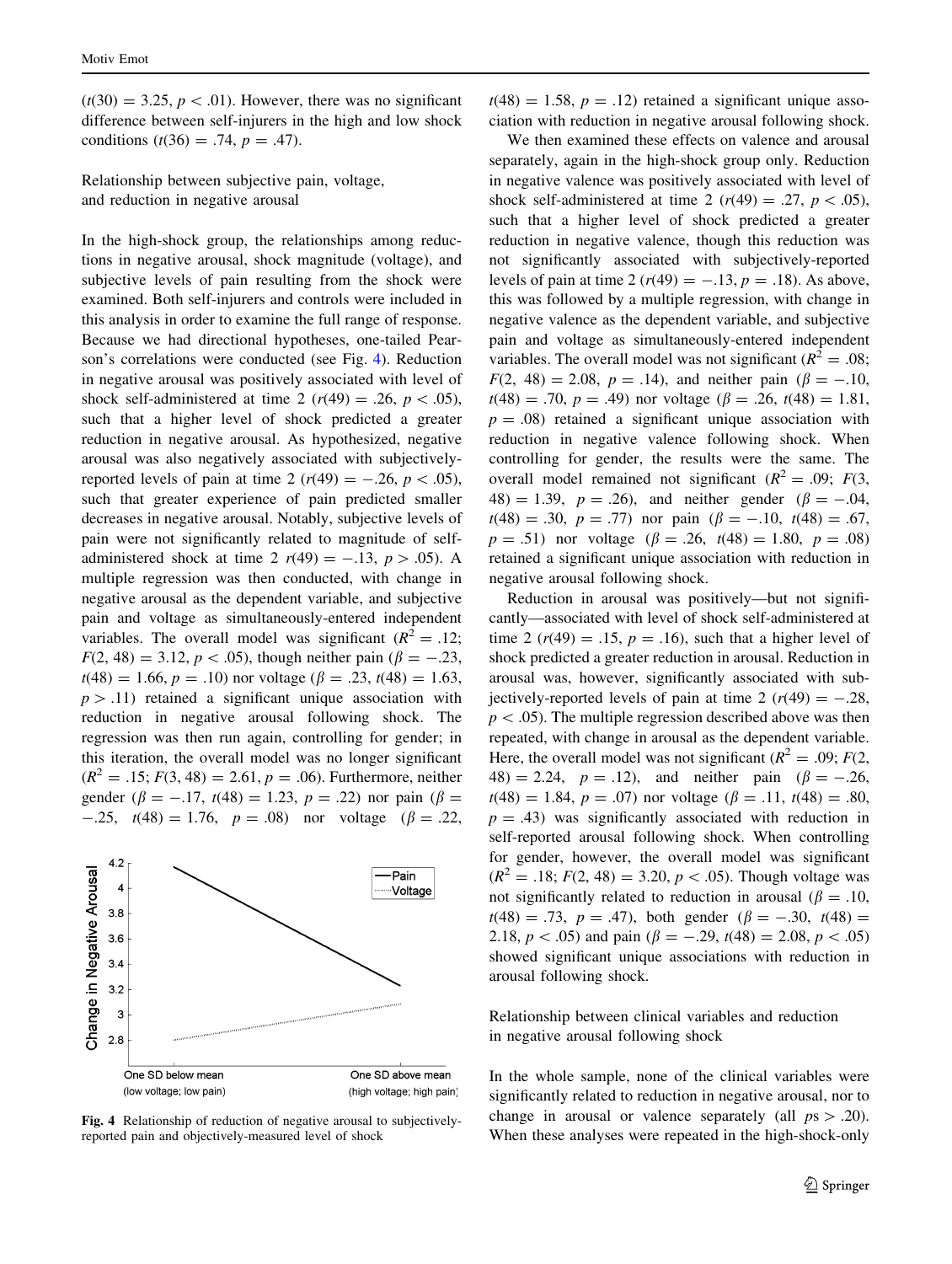($t(30) = 3.25$, $p < .01$). However, there was no significant difference between self-injurers in the high and low shock conditions ($t(36) = .74$, $p = .47$).

### Relationship between subjective pain, voltage, and reduction in negative arousal

In the high-shock group, the relationships among reductions in negative arousal, shock magnitude (voltage), and subjective levels of pain resulting from the shock were examined. Both self-injurers and controls were included in this analysis in order to examine the full range of response. Because we had directional hypotheses, one-tailed Pearson's correlations were conducted (see Fig. 4). Reduction in negative arousal was positively associated with level of shock self-administered at time 2 ($r(49) = .26$, $p < .05$), such that a higher level of shock predicted a greater reduction in negative arousal. As hypothesized, negative arousal was also negatively associated with subjectively-reported levels of pain at time 2 ($r(49) = -.26$, $p < .05$), such that greater experience of pain predicted smaller decreases in negative arousal. Notably, subjective levels of pain were not significantly related to magnitude of self-administered shock at time 2 $r(49) = -.13$, $p > .05$). A multiple regression was then conducted, with change in negative arousal as the dependent variable, and subjective pain and voltage as simultaneously-entered independent variables. The overall model was significant ($R^2 = .12$; $F(2, 48) = 3.12$, $p < .05$), though neither pain ($\beta = -.23$, $t(48) = 1.66$, $p = .10$) nor voltage ($\beta = .23$, $t(48) = 1.63$, $p > .11$) retained a significant unique association with reduction in negative arousal following shock. The regression was then run again, controlling for gender; in this iteration, the overall model was no longer significant ($R^2 = .15$; $F(3, 48) = 2.61$, $p = .06$). Furthermore, neither gender ($\beta = -.17$, $t(48) = 1.23$, $p = .22$) nor pain ($\beta = -.25$, $t(48) = 1.76$, $p = .08$) nor voltage ($\beta = .22$, $t(48) = 1.58$, $p = .12$) retained a significant unique association with reduction in negative arousal following shock.

Fig. 4 Relationship of reduction of negative arousal to subjectively-reported pain and objectively-measured level of shock

We then examined these effects on valence and arousal separately, again in the high-shock group only. Reduction in negative valence was positively associated with level of shock self-administered at time 2 ($r(49) = .27$, $p < .05$), such that a higher level of shock predicted a greater reduction in negative valence, though this reduction was not significantly associated with subjectively-reported levels of pain at time 2 ($r(49) = -.13$, $p = .18$). As above, this was followed by a multiple regression, with change in negative valence as the dependent variable, and subjective pain and voltage as simultaneously-entered independent variables. The overall model was not significant ($R^2 = .08$; $F(2, 48) = 2.08$, $p = .14$), and neither pain ($\beta = -.10$, $t(48) = .70$, $p = .49$) nor voltage ($\beta = .26$, $t(48) = 1.81$, $p = .08$) retained a significant unique association with reduction in negative valence following shock. When controlling for gender, the results were the same. The overall model remained not significant ($R^2 = .09$; $F(3, 48) = 1.39$, $p = .26$), and neither gender ($\beta = -.04$, $t(48) = .30$, $p = .77$) nor pain ($\beta = -.10$, $t(48) = .67$, $p = .51$) nor voltage ($\beta = .26$, $t(48) = 1.80$, $p = .08$) retained a significant unique association with reduction in negative arousal following shock.

Reduction in arousal was positively—but not significantly—associated with level of shock self-administered at time 2 ($r(49) = .15$, $p = .16$), such that a higher level of shock predicted a greater reduction in arousal. Reduction in arousal was, however, significantly associated with subjectively-reported levels of pain at time 2 ($r(49) = -.28$, $p < .05$). The multiple regression described above was then repeated, with change in arousal as the dependent variable. Here, the overall model was not significant ($R^2 = .09$; $F(2, 48) = 2.24$, $p = .12$), and neither pain ($\beta = -.26$, $t(48) = 1.84$, $p = .07$) nor voltage ($\beta = .11$, $t(48) = .80$, $p = .43$) was significantly associated with reduction in self-reported arousal following shock. When controlling for gender, however, the overall model was significant ($R^2 = .18$; $F(2, 48) = 3.20$, $p < .05$). Though voltage was not significantly related to reduction in arousal ($\beta = .10$, $t(48) = .73$, $p = .47$), both gender ($\beta = -.30$, $t(48) = 2.18$, $p < .05$) and pain ($\beta = -.29$, $t(48) = 2.08$, $p < .05$) showed significant unique associations with reduction in arousal following shock.

### Relationship between clinical variables and reduction in negative arousal following shock

In the whole sample, none of the clinical variables were significantly related to reduction in negative arousal, nor to change in arousal or valence separately (all $ps > .20$). When these analyses were repeated in the high-shock-only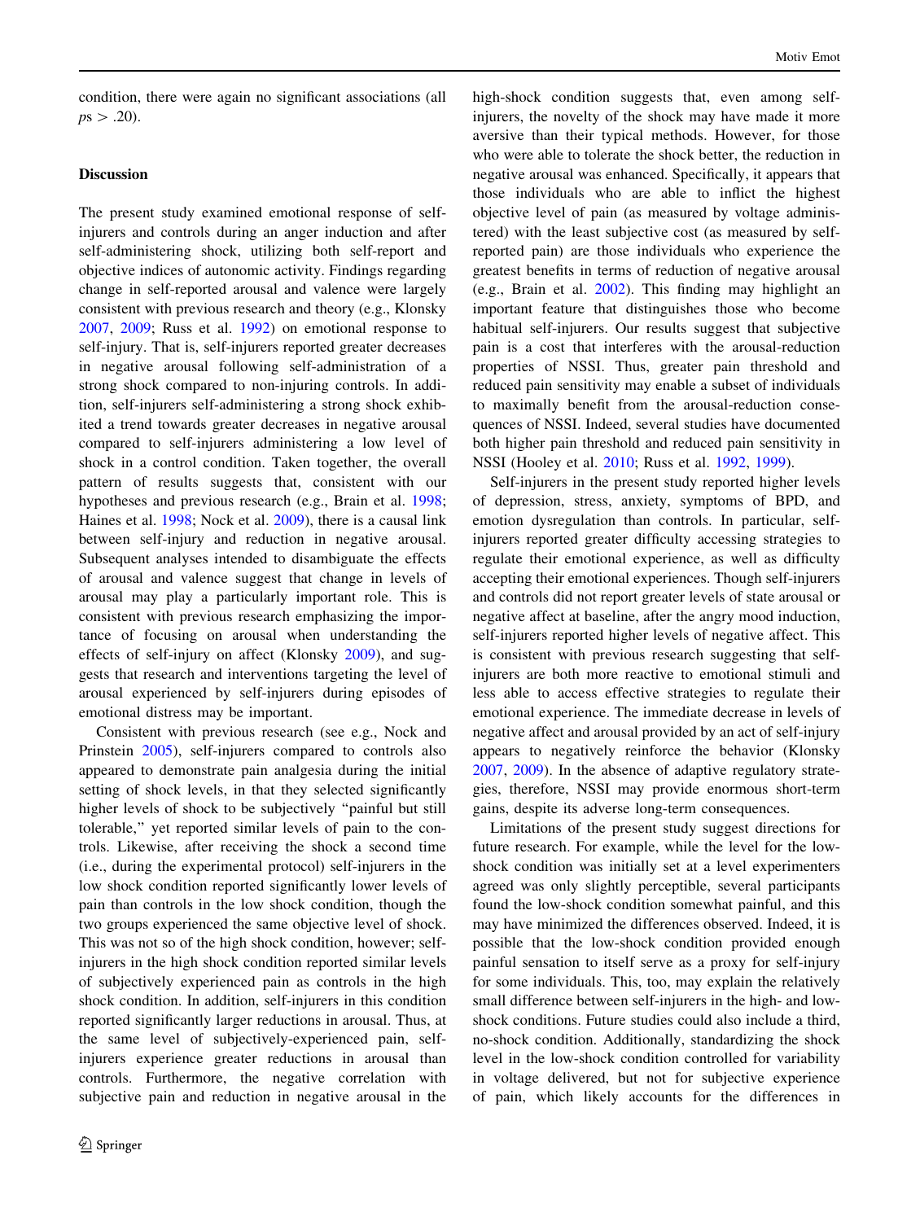condition, there were again no significant associations (all $ps > .20$).

## Discussion

The present study examined emotional response of self-injurers and controls during an anger induction and after self-administering shock, utilizing both self-report and objective indices of autonomic activity. Findings regarding change in self-reported arousal and valence were largely consistent with previous research and theory (e.g., Klonsky 2007, 2009; Russ et al. 1992) on emotional response to self-injury. That is, self-injurers reported greater decreases in negative arousal following self-administration of a strong shock compared to non-injuring controls. In addition, self-injurers self-administering a strong shock exhibited a trend towards greater decreases in negative arousal compared to self-injurers administering a low level of shock in a control condition. Taken together, the overall pattern of results suggests that, consistent with our hypotheses and previous research (e.g., Brain et al. 1998; Haines et al. 1998; Nock et al. 2009), there is a causal link between self-injury and reduction in negative arousal. Subsequent analyses intended to disambiguate the effects of arousal and valence suggest that change in levels of arousal may play a particularly important role. This is consistent with previous research emphasizing the importance of focusing on arousal when understanding the effects of self-injury on affect (Klonsky 2009), and suggests that research and interventions targeting the level of arousal experienced by self-injurers during episodes of emotional distress may be important.

Consistent with previous research (see e.g., Nock and Prinstein 2005), self-injurers compared to controls also appeared to demonstrate pain analgesia during the initial setting of shock levels, in that they selected significantly higher levels of shock to be subjectively "painful but still tolerable," yet reported similar levels of pain to the controls. Likewise, after receiving the shock a second time (i.e., during the experimental protocol) self-injurers in the low shock condition reported significantly lower levels of pain than controls in the low shock condition, though the two groups experienced the same objective level of shock. This was not so of the high shock condition, however; self-injurers in the high shock condition reported similar levels of subjectively experienced pain as controls in the high shock condition. In addition, self-injurers in this condition reported significantly larger reductions in arousal. Thus, at the same level of subjectively-experienced pain, self-injurers experience greater reductions in arousal than controls. Furthermore, the negative correlation with subjective pain and reduction in negative arousal in the high-shock condition suggests that, even among self-injurers, the novelty of the shock may have made it more aversive than their typical methods. However, for those who were able to tolerate the shock better, the reduction in negative arousal was enhanced. Specifically, it appears that those individuals who are able to inflict the highest objective level of pain (as measured by voltage administered) with the least subjective cost (as measured by self-reported pain) are those individuals who experience the greatest benefits in terms of reduction of negative arousal (e.g., Brain et al. 2002). This finding may highlight an important feature that distinguishes those who become habitual self-injurers. Our results suggest that subjective pain is a cost that interferes with the arousal-reduction properties of NSSI. Thus, greater pain threshold and reduced pain sensitivity may enable a subset of individuals to maximally benefit from the arousal-reduction consequences of NSSI. Indeed, several studies have documented both higher pain threshold and reduced pain sensitivity in NSSI (Hooley et al. 2010; Russ et al. 1992, 1999).

Self-injurers in the present study reported higher levels of depression, stress, anxiety, symptoms of BPD, and emotion dysregulation than controls. In particular, self-injurers reported greater difficulty accessing strategies to regulate their emotional experience, as well as difficulty accepting their emotional experiences. Though self-injurers and controls did not report greater levels of state arousal or negative affect at baseline, after the angry mood induction, self-injurers reported higher levels of negative affect. This is consistent with previous research suggesting that self-injurers are both more reactive to emotional stimuli and less able to access effective strategies to regulate their emotional experience. The immediate decrease in levels of negative affect and arousal provided by an act of self-injury appears to negatively reinforce the behavior (Klonsky 2007, 2009). In the absence of adaptive regulatory strategies, therefore, NSSI may provide enormous short-term gains, despite its adverse long-term consequences.

Limitations of the present study suggest directions for future research. For example, while the level for the low-shock condition was initially set at a level experimenters agreed was only slightly perceptible, several participants found the low-shock condition somewhat painful, and this may have minimized the differences observed. Indeed, it is possible that the low-shock condition provided enough painful sensation to itself serve as a proxy for self-injury for some individuals. This, too, may explain the relatively small difference between self-injurers in the high- and low-shock conditions. Future studies could also include a third, no-shock condition. Additionally, standardizing the shock level in the low-shock condition controlled for variability in voltage delivered, but not for subjective experience of pain, which likely accounts for the differences in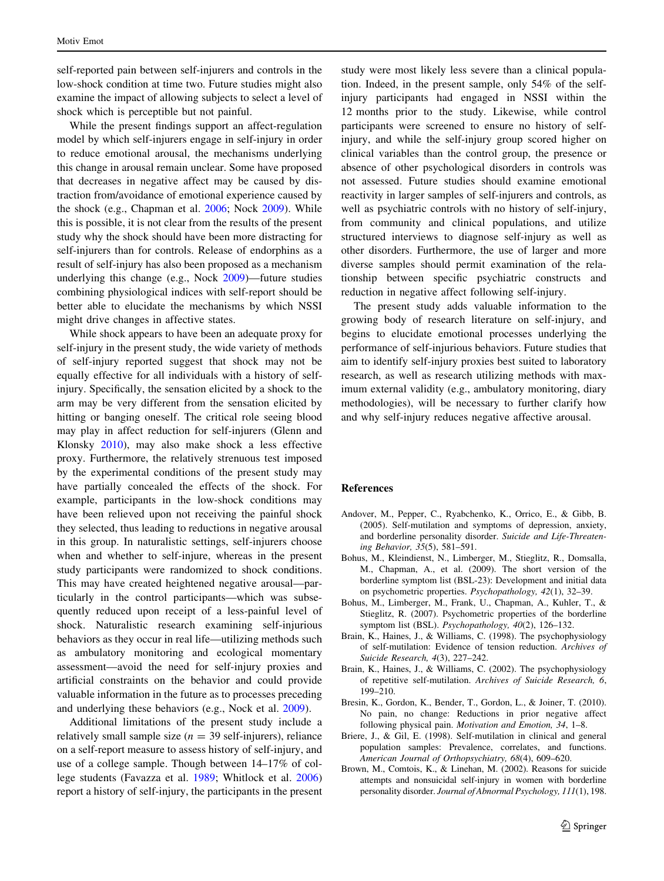self-reported pain between self-injurers and controls in the low-shock condition at time two. Future studies might also examine the impact of allowing subjects to select a level of shock which is perceptible but not painful.

While the present findings support an affect-regulation model by which self-injurers engage in self-injury in order to reduce emotional arousal, the mechanisms underlying this change in arousal remain unclear. Some have proposed that decreases in negative affect may be caused by distraction from/avoidance of emotional experience caused by the shock (e.g., Chapman et al. 2006; Nock 2009). While this is possible, it is not clear from the results of the present study why the shock should have been more distracting for self-injurers than for controls. Release of endorphins as a result of self-injury has also been proposed as a mechanism underlying this change (e.g., Nock 2009)—future studies combining physiological indices with self-report should be better able to elucidate the mechanisms by which NSSI might drive changes in affective states.

While shock appears to have been an adequate proxy for self-injury in the present study, the wide variety of methods of self-injury reported suggest that shock may not be equally effective for all individuals with a history of self-injury. Specifically, the sensation elicited by a shock to the arm may be very different from the sensation elicited by hitting or banging oneself. The critical role seeing blood may play in affect reduction for self-injurers (Glenn and Klonsky 2010), may also make shock a less effective proxy. Furthermore, the relatively strenuous test imposed by the experimental conditions of the present study may have partially concealed the effects of the shock. For example, participants in the low-shock conditions may have been relieved upon not receiving the painful shock they selected, thus leading to reductions in negative arousal in this group. In naturalistic settings, self-injurers choose when and whether to self-injure, whereas in the present study participants were randomized to shock conditions. This may have created heightened negative arousal—particularly in the control participants—which was subsequently reduced upon receipt of a less-painful level of shock. Naturalistic research examining self-injurious behaviors as they occur in real life—utilizing methods such as ambulatory monitoring and ecological momentary assessment—avoid the need for self-injury proxies and artificial constraints on the behavior and could provide valuable information in the future as to processes preceding and underlying these behaviors (e.g., Nock et al. 2009).

Additional limitations of the present study include a relatively small sample size ($n = 39$ self-injurers), reliance on a self-report measure to assess history of self-injury, and use of a college sample. Though between 14–17% of college students (Favazza et al. 1989; Whitlock et al. 2006) report a history of self-injury, the participants in the present study were most likely less severe than a clinical population. Indeed, in the present sample, only 54% of the self-injury participants had engaged in NSSI within the 12 months prior to the study. Likewise, while control participants were screened to ensure no history of self-injury, and while the self-injury group scored higher on clinical variables than the control group, the presence or absence of other psychological disorders in controls was not assessed. Future studies should examine emotional reactivity in larger samples of self-injurers and controls, as well as psychiatric controls with no history of self-injury, from community and clinical populations, and utilize structured interviews to diagnose self-injury as well as other disorders. Furthermore, the use of larger and more diverse samples should permit examination of the relationship between specific psychiatric constructs and reduction in negative affect following self-injury.

The present study adds valuable information to the growing body of research literature on self-injury, and begins to elucidate emotional processes underlying the performance of self-injurious behaviors. Future studies that aim to identify self-injury proxies best suited to laboratory research, as well as research utilizing methods with maximum external validity (e.g., ambulatory monitoring, diary methodologies), will be necessary to further clarify how and why self-injury reduces negative affective arousal.

## References

Andover, M., Pepper, C., Ryabchenko, K., Orrico, E., & Gibb, B. (2005). Self-mutilation and symptoms of depression, anxiety, and borderline personality disorder. *Suicide and Life-Threatening Behavior, 35*(5), 581–591.

Bohus, M., Kleindienst, N., Limberger, M., Stieglitz, R., Domsalla, M., Chapman, A., et al. (2009). The short version of the borderline symptom list (BSL-23): Development and initial data on psychometric properties. *Psychopathology, 42*(1), 32–39.

Bohus, M., Limberger, M., Frank, U., Chapman, A., Kuhler, T., & Stieglitz, R. (2007). Psychometric properties of the borderline symptom list (BSL). *Psychopathology, 40*(2), 126–132.

Brain, K., Haines, J., & Williams, C. (1998). The psychophysiology of self-mutilation: Evidence of tension reduction. *Archives of Suicide Research, 4*(3), 227–242.

Brain, K., Haines, J., & Williams, C. (2002). The psychophysiology of repetitive self-mutilation. *Archives of Suicide Research, 6*, 199–210.

Bresin, K., Gordon, K., Bender, T., Gordon, L., & Joiner, T. (2010). No pain, no change: Reductions in prior negative affect following physical pain. *Motivation and Emotion, 34*, 1–8.

Briere, J., & Gil, E. (1998). Self-mutilation in clinical and general population samples: Prevalence, correlates, and functions. *American Journal of Orthopsychiatry, 68*(4), 609–620.

Brown, M., Comtois, K., & Linehan, M. (2002). Reasons for suicide attempts and nonsuicidal self-injury in women with borderline personality disorder. *Journal of Abnormal Psychology, 111*(1), 198.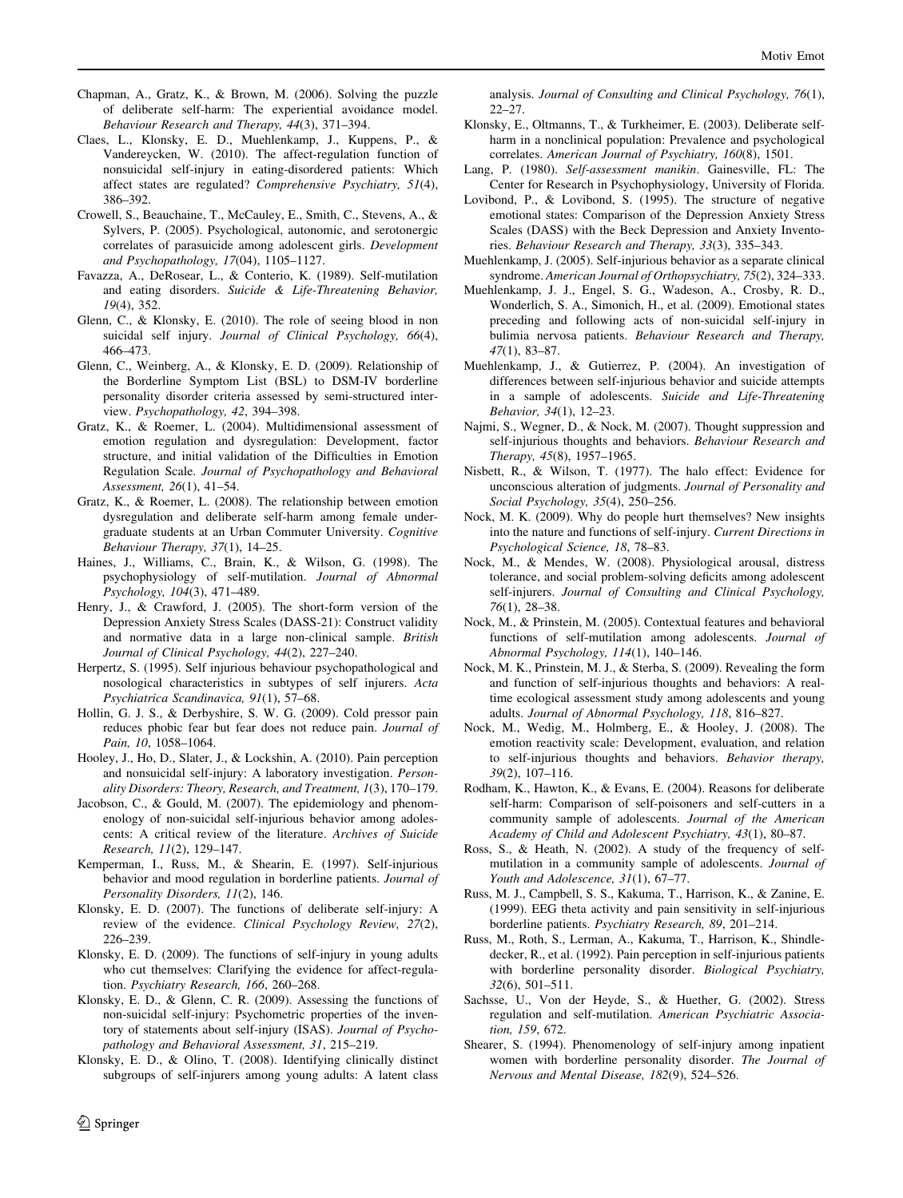Chapman, A., Gratz, K., & Brown, M. (2006). Solving the puzzle of deliberate self-harm: The experiential avoidance model. *Behaviour Research and Therapy, 44*(3), 371–394.

Claes, L., Klonsky, E. D., Muehlenkamp, J., Kuppens, P., & Vandereycken, W. (2010). The affect-regulation function of nonsuicidal self-injury in eating-disordered patients: Which affect states are regulated? *Comprehensive Psychiatry, 51*(4), 386–392.

Crowell, S., Beauchaine, T., McCauley, E., Smith, C., Stevens, A., & Sylvers, P. (2005). Psychological, autonomic, and serotonergic correlates of parasuicide among adolescent girls. *Development and Psychopathology, 17*(04), 1105–1127.

Favazza, A., DeRosear, L., & Conterio, K. (1989). Self-mutilation and eating disorders. *Suicide & Life-Threatening Behavior, 19*(4), 352.

Glenn, C., & Klonsky, E. (2010). The role of seeing blood in non suicidal self injury. *Journal of Clinical Psychology, 66*(4), 466–473.

Glenn, C., Weinberg, A., & Klonsky, E. D. (2009). Relationship of the Borderline Symptom List (BSL) to DSM-IV borderline personality disorder criteria assessed by semi-structured interview. *Psychopathology, 42*, 394–398.

Gratz, K., & Roemer, L. (2004). Multidimensional assessment of emotion regulation and dysregulation: Development, factor structure, and initial validation of the Difficulties in Emotion Regulation Scale. *Journal of Psychopathology and Behavioral Assessment, 26*(1), 41–54.

Gratz, K., & Roemer, L. (2008). The relationship between emotion dysregulation and deliberate self-harm among female undergraduate students at an Urban Commuter University. *Cognitive Behaviour Therapy, 37*(1), 14–25.

Haines, J., Williams, C., Brain, K., & Wilson, G. (1998). The psychophysiology of self-mutilation. *Journal of Abnormal Psychology, 104*(3), 471–489.

Henry, J., & Crawford, J. (2005). The short-form version of the Depression Anxiety Stress Scales (DASS-21): Construct validity and normative data in a large non-clinical sample. *British Journal of Clinical Psychology, 44*(2), 227–240.

Herpertz, S. (1995). Self injurious behaviour psychopathological and nosological characteristics in subtypes of self injurers. *Acta Psychiatrica Scandinavica, 91*(1), 57–68.

Hollin, G. J. S., & Derbyshire, S. W. G. (2009). Cold pressor pain reduces phobic fear but fear does not reduce pain. *Journal of Pain, 10*, 1058–1064.

Hooley, J., Ho, D., Slater, J., & Lockshin, A. (2010). Pain perception and nonsuicidal self-injury: A laboratory investigation. *Personality Disorders: Theory, Research, and Treatment, 1*(3), 170–179.

Jacobson, C., & Gould, M. (2007). The epidemiology and phenomenology of non-suicidal self-injurious behavior among adolescents: A critical review of the literature. *Archives of Suicide Research, 11*(2), 129–147.

Kemperman, I., Russ, M., & Shearin, E. (1997). Self-injurious behavior and mood regulation in borderline patients. *Journal of Personality Disorders, 11*(2), 146.

Klonsky, E. D. (2007). The functions of deliberate self-injury: A review of the evidence. *Clinical Psychology Review, 27*(2), 226–239.

Klonsky, E. D. (2009). The functions of self-injury in young adults who cut themselves: Clarifying the evidence for affect-regulation. *Psychiatry Research, 166*, 260–268.

Klonsky, E. D., & Glenn, C. R. (2009). Assessing the functions of non-suicidal self-injury: Psychometric properties of the inventory of statements about self-injury (ISAS). *Journal of Psychopathology and Behavioral Assessment, 31*, 215–219.

Klonsky, E. D., & Olino, T. (2008). Identifying clinically distinct subgroups of self-injurers among young adults: A latent class analysis. *Journal of Consulting and Clinical Psychology, 76*(1), 22–27.

Klonsky, E., Oltmanns, T., & Turkheimer, E. (2003). Deliberate self-harm in a nonclinical population: Prevalence and psychological correlates. *American Journal of Psychiatry, 160*(8), 1501.

Lang, P. (1980). *Self-assessment manikin*. Gainesville, FL: The Center for Research in Psychophysiology, University of Florida.

Lovibond, P., & Lovibond, S. (1995). The structure of negative emotional states: Comparison of the Depression Anxiety Stress Scales (DASS) with the Beck Depression and Anxiety Inventories. *Behaviour Research and Therapy, 33*(3), 335–343.

Muehlenkamp, J. (2005). Self-injurious behavior as a separate clinical syndrome. *American Journal of Orthopsychiatry, 75*(2), 324–333.

Muehlenkamp, J. J., Engel, S. G., Wadeson, A., Crosby, R. D., Wonderlich, S. A., Simonich, H., et al. (2009). Emotional states preceding and following acts of non-suicidal self-injury in bulimia nervosa patients. *Behaviour Research and Therapy, 47*(1), 83–87.

Muehlenkamp, J., & Gutierrez, P. (2004). An investigation of differences between self-injurious behavior and suicide attempts in a sample of adolescents. *Suicide and Life-Threatening Behavior, 34*(1), 12–23.

Najmi, S., Wegner, D., & Nock, M. (2007). Thought suppression and self-injurious thoughts and behaviors. *Behaviour Research and Therapy, 45*(8), 1957–1965.

Nisbett, R., & Wilson, T. (1977). The halo effect: Evidence for unconscious alteration of judgments. *Journal of Personality and Social Psychology, 35*(4), 250–256.

Nock, M. K. (2009). Why do people hurt themselves? New insights into the nature and functions of self-injury. *Current Directions in Psychological Science, 18*, 78–83.

Nock, M., & Mendes, W. (2008). Physiological arousal, distress tolerance, and social problem-solving deficits among adolescent self-injurers. *Journal of Consulting and Clinical Psychology, 76*(1), 28–38.

Nock, M., & Prinstein, M. (2005). Contextual features and behavioral functions of self-mutilation among adolescents. *Journal of Abnormal Psychology, 114*(1), 140–146.

Nock, M. K., Prinstein, M. J., & Sterba, S. (2009). Revealing the form and function of self-injurious thoughts and behaviors: A real-time ecological assessment study among adolescents and young adults. *Journal of Abnormal Psychology, 118*, 816–827.

Nock, M., Wedig, M., Holmberg, E., & Hooley, J. (2008). The emotion reactivity scale: Development, evaluation, and relation to self-injurious thoughts and behaviors. *Behavior therapy, 39*(2), 107–116.

Rodham, K., Hawton, K., & Evans, E. (2004). Reasons for deliberate self-harm: Comparison of self-poisoners and self-cutters in a community sample of adolescents. *Journal of the American Academy of Child and Adolescent Psychiatry, 43*(1), 80–87.

Ross, S., & Heath, N. (2002). A study of the frequency of self-mutilation in a community sample of adolescents. *Journal of Youth and Adolescence, 31*(1), 67–77.

Russ, M. J., Campbell, S. S., Kakuma, T., Harrison, K., & Zanine, E. (1999). EEG theta activity and pain sensitivity in self-injurious borderline patients. *Psychiatry Research, 89*, 201–214.

Russ, M., Roth, S., Lerman, A., Kakuma, T., Harrison, K., Shindledecker, R., et al. (1992). Pain perception in self-injurious patients with borderline personality disorder. *Biological Psychiatry, 32*(6), 501–511.

Sachsse, U., Von der Heyde, S., & Huether, G. (2002). Stress regulation and self-mutilation. *American Psychiatric Association, 159*, 672.

Shearer, S. (1994). Phenomenology of self-injury among inpatient women with borderline personality disorder. *The Journal of Nervous and Mental Disease, 182*(9), 524–526.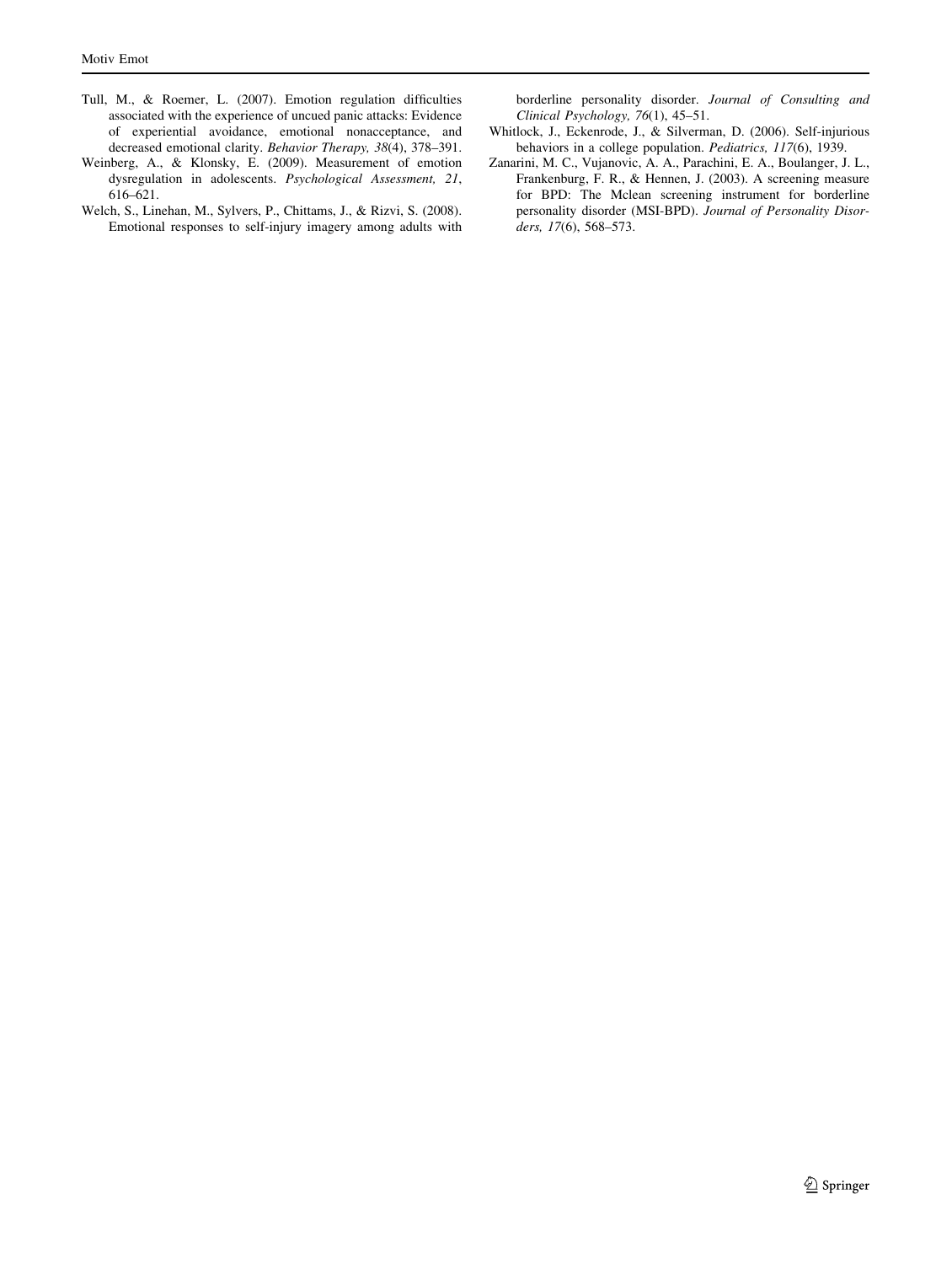Tull, M., & Roemer, L. (2007). Emotion regulation difficulties associated with the experience of uncued panic attacks: Evidence of experiential avoidance, emotional nonacceptance, and decreased emotional clarity. *Behavior Therapy, 38*(4), 378–391.

Weinberg, A., & Klonsky, E. (2009). Measurement of emotion dysregulation in adolescents. *Psychological Assessment, 21*, 616–621.

Welch, S., Linehan, M., Sylvers, P., Chittams, J., & Rizvi, S. (2008). Emotional responses to self-injury imagery among adults with borderline personality disorder. *Journal of Consulting and Clinical Psychology, 76*(1), 45–51.

Whitlock, J., Eckenrode, J., & Silverman, D. (2006). Self-injurious behaviors in a college population. *Pediatrics, 117*(6), 1939.

Zanarini, M. C., Vujanovic, A. A., Parachini, E. A., Boulanger, J. L., Frankenburg, F. R., & Hennen, J. (2003). A screening measure for BPD: The Mclean screening instrument for borderline personality disorder (MSI-BPD). *Journal of Personality Disorders, 17*(6), 568–573.